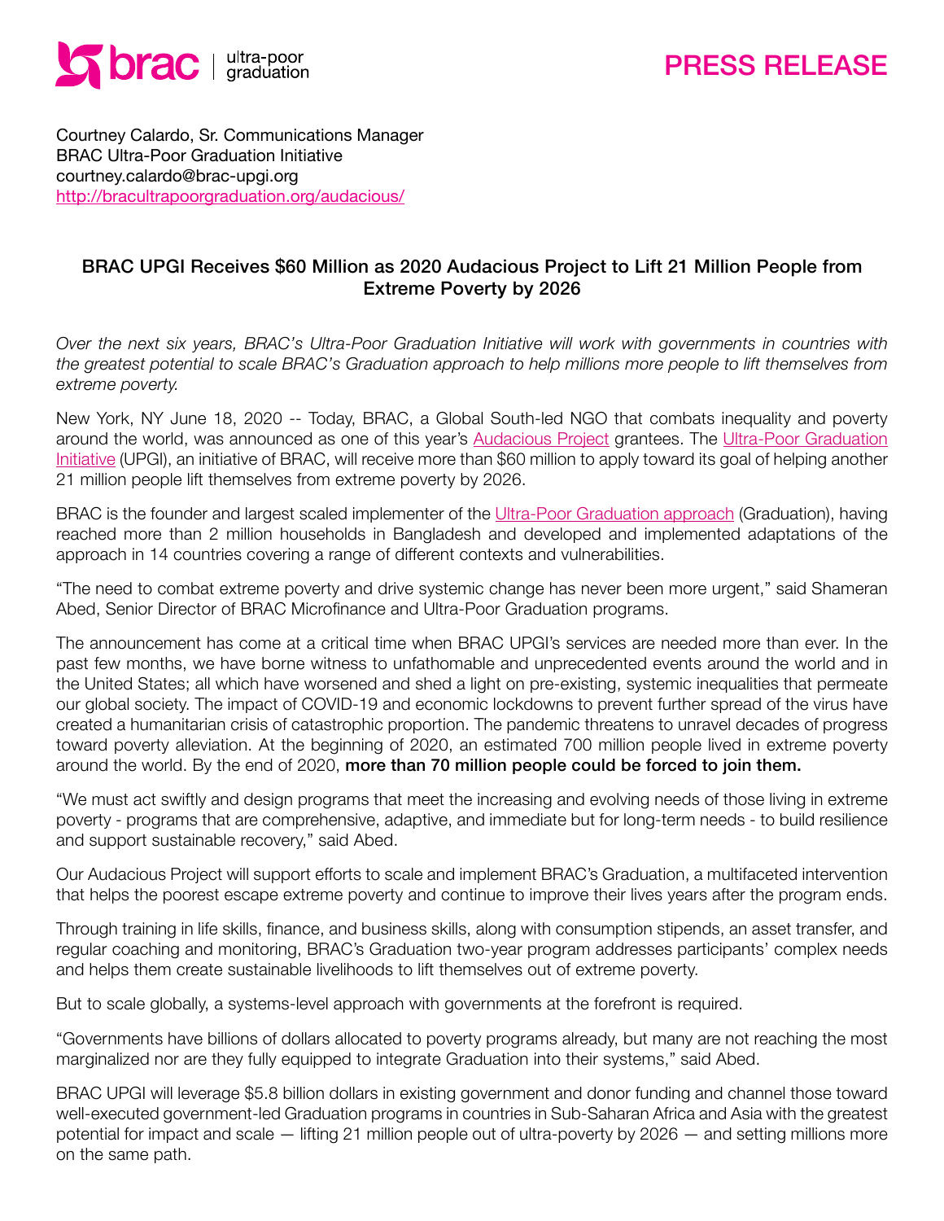brac | ultra-poor graduation

# PRESS RELEASE

Courtney Calardo, Sr. Communications Manager
BRAC Ultra-Poor Graduation Initiative
courtney.calardo@brac-upgi.org
http://bracultrapoorgraduation.org/audacious/

## BRAC UPGI Receives $60 Million as 2020 Audacious Project to Lift 21 Million People from Extreme Poverty by 2026

*Over the next six years, BRAC's Ultra-Poor Graduation Initiative will work with governments in countries with the greatest potential to scale BRAC's Graduation approach to help millions more people to lift themselves from extreme poverty.*

New York, NY June 18, 2020 -- Today, BRAC, a Global South-led NGO that combats inequality and poverty around the world, was announced as one of this year's Audacious Project grantees. The Ultra-Poor Graduation Initiative (UPGI), an initiative of BRAC, will receive more than $60 million to apply toward its goal of helping another 21 million people lift themselves from extreme poverty by 2026.

BRAC is the founder and largest scaled implementer of the Ultra-Poor Graduation approach (Graduation), having reached more than 2 million households in Bangladesh and developed and implemented adaptations of the approach in 14 countries covering a range of different contexts and vulnerabilities.

"The need to combat extreme poverty and drive systemic change has never been more urgent," said Shameran Abed, Senior Director of BRAC Microfinance and Ultra-Poor Graduation programs.

The announcement has come at a critical time when BRAC UPGI's services are needed more than ever. In the past few months, we have borne witness to unfathomable and unprecedented events around the world and in the United States; all which have worsened and shed a light on pre-existing, systemic inequalities that permeate our global society. The impact of COVID-19 and economic lockdowns to prevent further spread of the virus have created a humanitarian crisis of catastrophic proportion. The pandemic threatens to unravel decades of progress toward poverty alleviation. At the beginning of 2020, an estimated 700 million people lived in extreme poverty around the world. By the end of 2020, **more than 70 million people could be forced to join them.**

"We must act swiftly and design programs that meet the increasing and evolving needs of those living in extreme poverty - programs that are comprehensive, adaptive, and immediate but for long-term needs - to build resilience and support sustainable recovery," said Abed.

Our Audacious Project will support efforts to scale and implement BRAC's Graduation, a multifaceted intervention that helps the poorest escape extreme poverty and continue to improve their lives years after the program ends.

Through training in life skills, finance, and business skills, along with consumption stipends, an asset transfer, and regular coaching and monitoring, BRAC's Graduation two-year program addresses participants' complex needs and helps them create sustainable livelihoods to lift themselves out of extreme poverty.

But to scale globally, a systems-level approach with governments at the forefront is required.

"Governments have billions of dollars allocated to poverty programs already, but many are not reaching the most marginalized nor are they fully equipped to integrate Graduation into their systems," said Abed.

BRAC UPGI will leverage $5.8 billion dollars in existing government and donor funding and channel those toward well-executed government-led Graduation programs in countries in Sub-Saharan Africa and Asia with the greatest potential for impact and scale — lifting 21 million people out of ultra-poverty by 2026 — and setting millions more on the same path.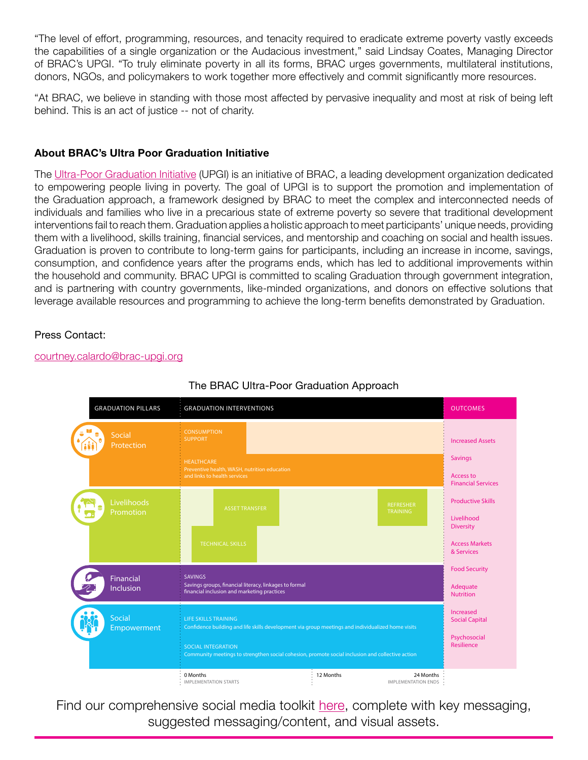"The level of effort, programming, resources, and tenacity required to eradicate extreme poverty vastly exceeds the capabilities of a single organization or the Audacious investment," said Lindsay Coates, Managing Director of BRAC's UPGI. "To truly eliminate poverty in all its forms, BRAC urges governments, multilateral institutions, donors, NGOs, and policymakers to work together more effectively and commit significantly more resources.

"At BRAC, we believe in standing with those most affected by pervasive inequality and most at risk of being left behind. This is an act of justice -- not of charity.

### About BRAC's Ultra Poor Graduation Initiative

The Ultra-Poor Graduation Initiative (UPGI) is an initiative of BRAC, a leading development organization dedicated to empowering people living in poverty. The goal of UPGI is to support the promotion and implementation of the Graduation approach, a framework designed by BRAC to meet the complex and interconnected needs of individuals and families who live in a precarious state of extreme poverty so severe that traditional development interventions fail to reach them. Graduation applies a holistic approach to meet participants' unique needs, providing them with a livelihood, skills training, financial services, and mentorship and coaching on social and health issues. Graduation is proven to contribute to long-term gains for participants, including an increase in income, savings, consumption, and confidence years after the programs ends, which has led to additional improvements within the household and community. BRAC UPGI is committed to scaling Graduation through government integration, and is partnering with country governments, like-minded organizations, and donors on effective solutions that leverage available resources and programming to achieve the long-term benefits demonstrated by Graduation.

Press Contact:

courtney.calardo@brac-upgi.org

The BRAC Ultra-Poor Graduation Approach

GRADUATION PILLARS

GRADUATION INTERVENTIONS

OUTCOMES

Social Protection

CONSUMPTION SUPPORT

HEALTHCARE
Preventive health, WASH, nutrition education and links to health services

Livelihoods Promotion

ASSET TRANSFER

REFRESHER TRAINING

TECHNICAL SKILLS

Financial Inclusion

SAVINGS
Savings groups, financial literacy, linkages to formal financial inclusion and marketing practices

Social Empowerment

LIFE SKILLS TRAINING
Confidence building and life skills development via group meetings and individualized home visits

SOCIAL INTEGRATION
Community meetings to strengthen social cohesion, promote social inclusion and collective action

0 Months
IMPLEMENTATION STARTS

12 Months

24 Months
IMPLEMENTATION ENDS

Increased Assets

Savings

Access to Financial Services

Productive Skills

Livelihood Diversity

Access Markets & Services

Food Security

Adequate Nutrition

Increased Social Capital

Psychosocial Resilience

Find our comprehensive social media toolkit here, complete with key messaging, suggested messaging/content, and visual assets.